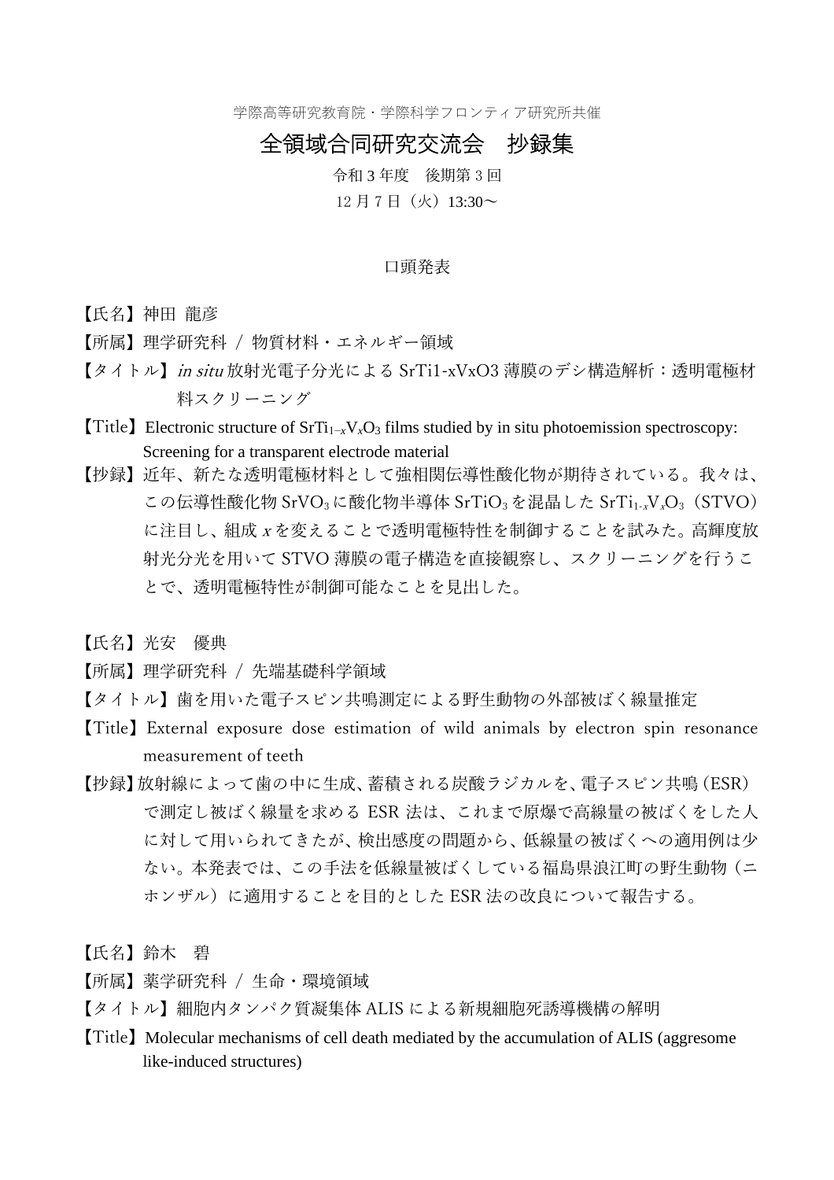学際高等研究教育院・学際科学フロンティア研究所共催

# 全領域合同研究交流会　抄録集

令和 3 年度　後期第 3 回

12 月 7 日（火）13:30～

## 口頭発表

【氏名】神田 龍彦

【所属】理学研究科 / 物質材料・エネルギー領域

【タイトル】*in situ* 放射光電子分光による SrTi1-xVxO3 薄膜のデシ構造解析：透明電極材料スクリーニング

【Title】Electronic structure of $SrTi_{1-x}V_xO_3$ films studied by in situ photoemission spectroscopy: Screening for a transparent electrode material

【抄録】近年、新たな透明電極材料として強相関伝導性酸化物が期待されている。我々は、この伝導性酸化物 $SrVO_3$ に酸化物半導体 $SrTiO_3$ を混晶した $SrTi_{1-x}V_xO_3$（STVO）に注目し、組成 $x$ を変えることで透明電極特性を制御することを試みた。高輝度放射光分光を用いて STVO 薄膜の電子構造を直接観察し、スクリーニングを行うことで、透明電極特性が制御可能なことを見出した。

【氏名】光安　優典

【所属】理学研究科 / 先端基礎科学領域

【タイトル】歯を用いた電子スピン共鳴測定による野生動物の外部被ばく線量推定

【Title】External exposure dose estimation of wild animals by electron spin resonance measurement of teeth

【抄録】放射線によって歯の中に生成、蓄積される炭酸ラジカルを、電子スピン共鳴（ESR）で測定し被ばく線量を求める ESR 法は、これまで原爆で高線量の被ばくをした人に対して用いられてきたが、検出感度の問題から、低線量の被ばくへの適用例は少ない。本発表では、この手法を低線量被ばくしている福島県浪江町の野生動物（ニホンザル）に適用することを目的とした ESR 法の改良について報告する。

【氏名】鈴木　碧

【所属】薬学研究科 / 生命・環境領域

【タイトル】細胞内タンパク質凝集体 ALIS による新規細胞死誘導機構の解明

【Title】Molecular mechanisms of cell death mediated by the accumulation of ALIS (aggresome like-induced structures)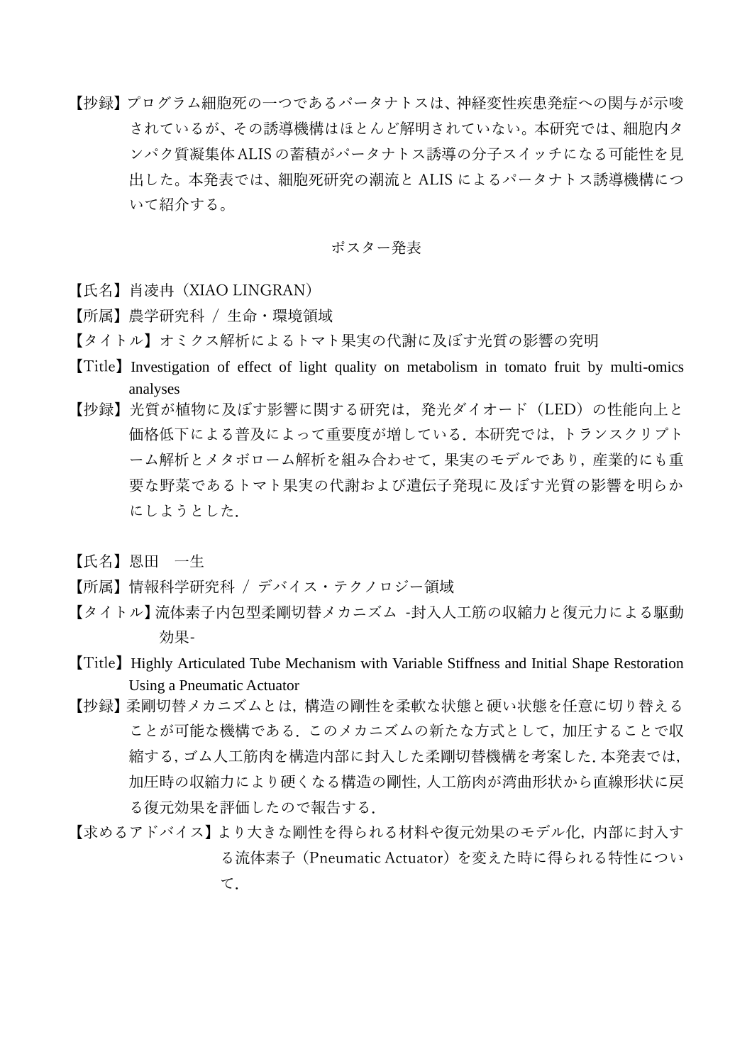【抄録】プログラム細胞死の一つであるパータナトスは、神経変性疾患発症への関与が示唆されているが、その誘導機構はほとんど解明されていない。本研究では、細胞内タンパク質凝集体 ALIS の蓄積がパータナトス誘導の分子スイッチになる可能性を見出した。本発表では、細胞死研究の潮流と ALIS によるパータナトス誘導機構について紹介する。

## ポスター発表

【氏名】肖凌冉（XIAO LINGRAN）

【所属】農学研究科 / 生命・環境領域

【タイトル】オミクス解析によるトマト果実の代謝に及ぼす光質の影響の究明

【Title】Investigation of effect of light quality on metabolism in tomato fruit by multi-omics analyses

【抄録】光質が植物に及ぼす影響に関する研究は，発光ダイオード（LED）の性能向上と価格低下による普及によって重要度が増している．本研究では，トランスクリプトーム解析とメタボローム解析を組み合わせて，果実のモデルであり，産業的にも重要な野菜であるトマト果実の代謝および遺伝子発現に及ぼす光質の影響を明らかにしようとした．

【氏名】恩田　一生

【所属】情報科学研究科 / デバイス・テクノロジー領域

【タイトル】流体素子内包型柔剛切替メカニズム -封入人工筋の収縮力と復元力による駆動効果-

【Title】Highly Articulated Tube Mechanism with Variable Stiffness and Initial Shape Restoration Using a Pneumatic Actuator

【抄録】柔剛切替メカニズムとは，構造の剛性を柔軟な状態と硬い状態を任意に切り替えることが可能な機構である．このメカニズムの新たな方式として，加圧することで収縮する，ゴム人工筋肉を構造内部に封入した柔剛切替機構を考案した．本発表では，加圧時の収縮力により硬くなる構造の剛性，人工筋肉が湾曲形状から直線形状に戻る復元効果を評価したので報告する．

【求めるアドバイス】より大きな剛性を得られる材料や復元効果のモデル化，内部に封入する流体素子（Pneumatic Actuator）を変えた時に得られる特性について．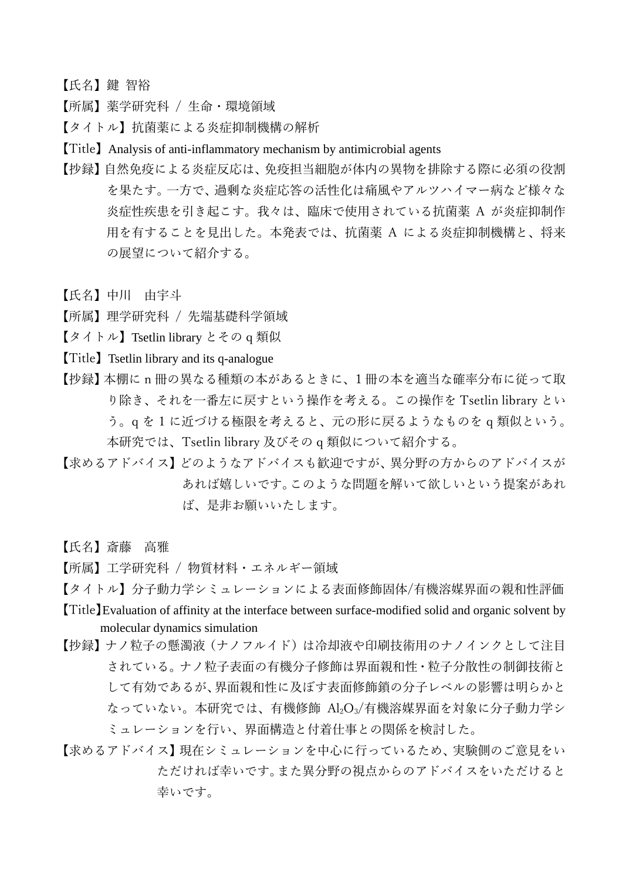【氏名】鍵 智裕

【所属】薬学研究科 / 生命・環境領域

【タイトル】抗菌薬による炎症抑制機構の解析

【Title】Analysis of anti-inflammatory mechanism by antimicrobial agents

【抄録】自然免疫による炎症反応は、免疫担当細胞が体内の異物を排除する際に必須の役割を果たす。一方で、過剰な炎症応答の活性化は痛風やアルツハイマー病など様々な炎症性疾患を引き起こす。我々は、臨床で使用されている抗菌薬 A が炎症抑制作用を有することを見出した。本発表では、抗菌薬 A による炎症抑制機構と、将来の展望について紹介する。

【氏名】中川　由宇斗

【所属】理学研究科 / 先端基礎科学領域

【タイトル】Tsetlin library とその q 類似

【Title】Tsetlin library and its q-analogue

【抄録】本棚に n 冊の異なる種類の本があるときに、1 冊の本を適当な確率分布に従って取り除き、それを一番左に戻すという操作を考える。この操作を Tsetlin library という。q を 1 に近づける極限を考えると、元の形に戻るようなものを q 類似という。本研究では、Tsetlin library 及びその q 類似について紹介する。

【求めるアドバイス】どのようなアドバイスも歓迎ですが、異分野の方からのアドバイスがあれば嬉しいです。このような問題を解いて欲しいという提案があれば、是非お願いいたします。

【氏名】斎藤　高雅

【所属】工学研究科 / 物質材料・エネルギー領域

【タイトル】分子動力学シミュレーションによる表面修飾固体/有機溶媒界面の親和性評価

【Title】Evaluation of affinity at the interface between surface-modified solid and organic solvent by molecular dynamics simulation

【抄録】ナノ粒子の懸濁液（ナノフルイド）は冷却液や印刷技術用のナノインクとして注目されている。ナノ粒子表面の有機分子修飾は界面親和性・粒子分散性の制御技術として有効であるが、界面親和性に及ぼす表面修飾鎖の分子レベルの影響は明らかとなっていない。本研究では、有機修飾 $Al_2O_3$/有機溶媒界面を対象に分子動力学シミュレーションを行い、界面構造と付着仕事との関係を検討した。

【求めるアドバイス】現在シミュレーションを中心に行っているため、実験側のご意見をいただければ幸いです。また異分野の視点からのアドバイスをいただけると幸いです。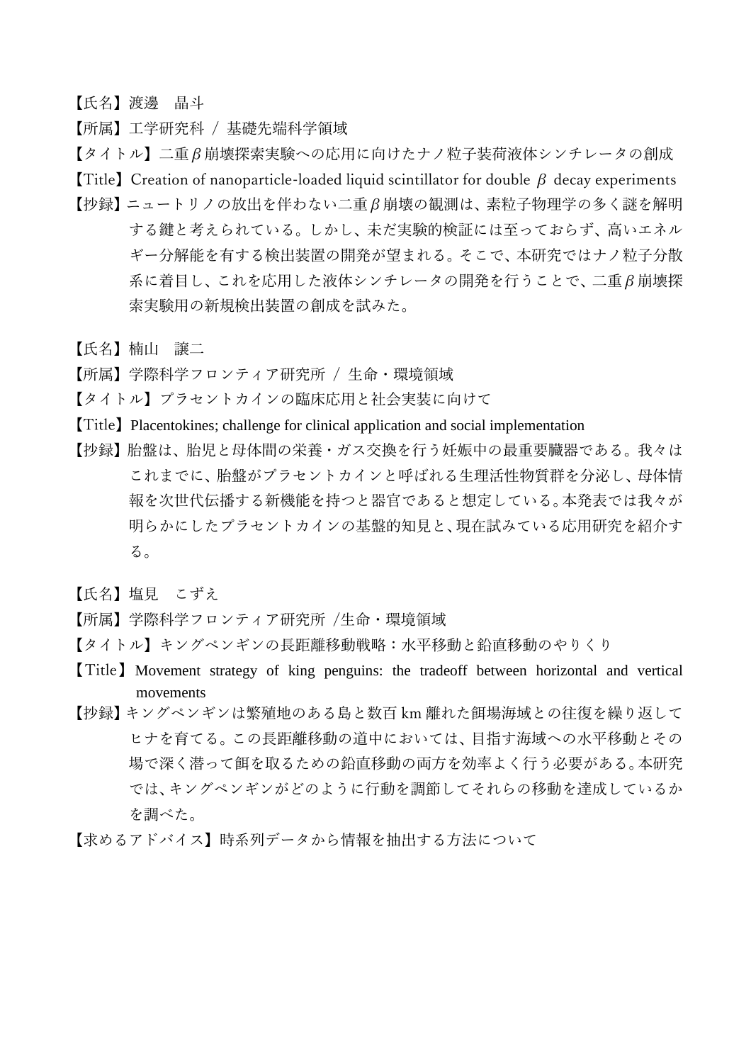【氏名】渡邊　晶斗

【所属】工学研究科 / 基礎先端科学領域

【タイトル】二重β崩壊探索実験への応用に向けたナノ粒子装荷液体シンチレータの創成

【Title】Creation of nanoparticle-loaded liquid scintillator for double β decay experiments

【抄録】ニュートリノの放出を伴わない二重β崩壊の観測は、素粒子物理学の多く謎を解明する鍵と考えられている。しかし、未だ実験的検証には至っておらず、高いエネルギー分解能を有する検出装置の開発が望まれる。そこで、本研究ではナノ粒子分散系に着目し、これを応用した液体シンチレータの開発を行うことで、二重β崩壊探索実験用の新規検出装置の創成を試みた。

【氏名】楠山　譲二

【所属】学際科学フロンティア研究所 / 生命・環境領域

【タイトル】プラセントカインの臨床応用と社会実装に向けて

【Title】Placentokines; challenge for clinical application and social implementation

【抄録】胎盤は、胎児と母体間の栄養・ガス交換を行う妊娠中の最重要臓器である。我々はこれまでに、胎盤がプラセントカインと呼ばれる生理活性物質群を分泌し、母体情報を次世代伝播する新機能を持つと器官であると想定している。本発表では我々が明らかにしたプラセントカインの基盤的知見と、現在試みている応用研究を紹介する。

【氏名】塩見　こずえ

【所属】学際科学フロンティア研究所 /生命・環境領域

【タイトル】キングペンギンの長距離移動戦略：水平移動と鉛直移動のやりくり

【Title】Movement strategy of king penguins: the tradeoff between horizontal and vertical movements

【抄録】キングペンギンは繁殖地のある島と数百 km 離れた餌場海域との往復を繰り返してヒナを育てる。この長距離移動の道中においては、目指す海域への水平移動とその場で深く潜って餌を取るための鉛直移動の両方を効率よく行う必要がある。本研究では、キングペンギンがどのように行動を調節してそれらの移動を達成しているかを調べた。

【求めるアドバイス】時系列データから情報を抽出する方法について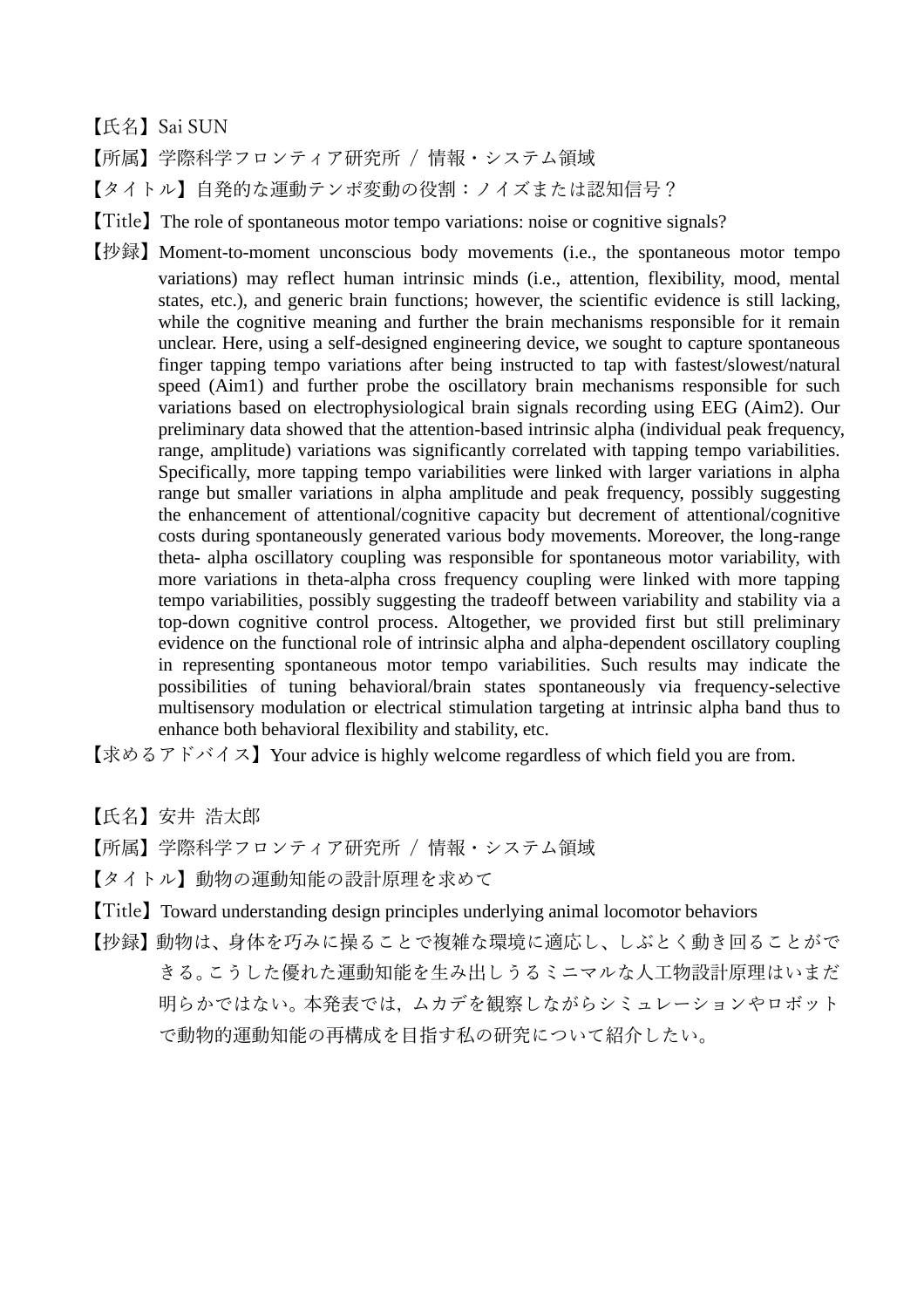【氏名】Sai SUN

【所属】学際科学フロンティア研究所 / 情報・システム領域

【タイトル】自発的な運動テンポ変動の役割：ノイズまたは認知信号？

【Title】The role of spontaneous motor tempo variations: noise or cognitive signals?

【抄録】Moment-to-moment unconscious body movements (i.e., the spontaneous motor tempo variations) may reflect human intrinsic minds (i.e., attention, flexibility, mood, mental states, etc.), and generic brain functions; however, the scientific evidence is still lacking, while the cognitive meaning and further the brain mechanisms responsible for it remain unclear. Here, using a self-designed engineering device, we sought to capture spontaneous finger tapping tempo variations after being instructed to tap with fastest/slowest/natural speed (Aim1) and further probe the oscillatory brain mechanisms responsible for such variations based on electrophysiological brain signals recording using EEG (Aim2). Our preliminary data showed that the attention-based intrinsic alpha (individual peak frequency, range, amplitude) variations was significantly correlated with tapping tempo variabilities. Specifically, more tapping tempo variabilities were linked with larger variations in alpha range but smaller variations in alpha amplitude and peak frequency, possibly suggesting the enhancement of attentional/cognitive capacity but decrement of attentional/cognitive costs during spontaneously generated various body movements. Moreover, the long-range theta- alpha oscillatory coupling was responsible for spontaneous motor variability, with more variations in theta-alpha cross frequency coupling were linked with more tapping tempo variabilities, possibly suggesting the tradeoff between variability and stability via a top-down cognitive control process. Altogether, we provided first but still preliminary evidence on the functional role of intrinsic alpha and alpha-dependent oscillatory coupling in representing spontaneous motor tempo variabilities. Such results may indicate the possibilities of tuning behavioral/brain states spontaneously via frequency-selective multisensory modulation or electrical stimulation targeting at intrinsic alpha band thus to enhance both behavioral flexibility and stability, etc.

【求めるアドバイス】Your advice is highly welcome regardless of which field you are from.

【氏名】安井 浩太郎

【所属】学際科学フロンティア研究所 / 情報・システム領域

【タイトル】動物の運動知能の設計原理を求めて

【Title】Toward understanding design principles underlying animal locomotor behaviors

【抄録】動物は、身体を巧みに操ることで複雑な環境に適応し、しぶとく動き回ることができる。こうした優れた運動知能を生み出しうるミニマルな人工物設計原理はいまだ明らかではない。本発表では，ムカデを観察しながらシミュレーションやロボットで動物的運動知能の再構成を目指す私の研究について紹介したい。